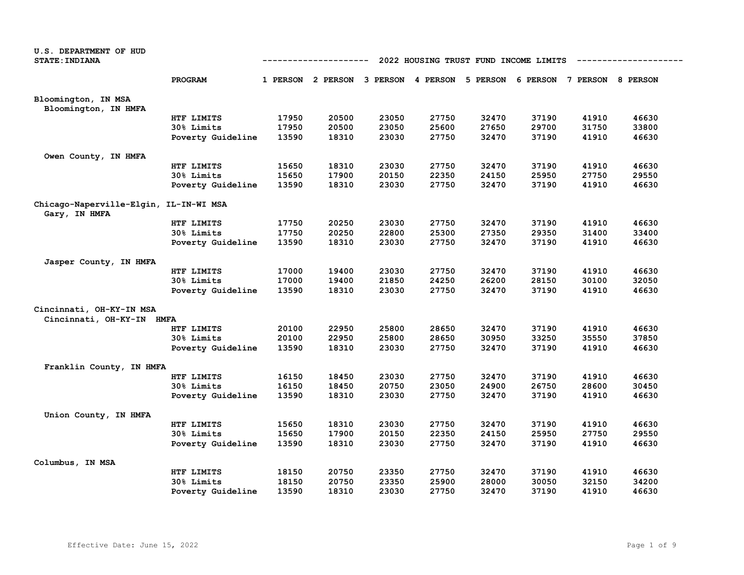U.S. DEPARTMENT OF HUD
STATE: INDIANA

# 2022 HOUSING TRUST FUND INCOME LIMITS

| | PROGRAM | 1 PERSON | 2 PERSON | 3 PERSON | 4 PERSON | 5 PERSON | 6 PERSON | 7 PERSON | 8 PERSON |
|---|---|---|---|---|---|---|---|---|---|
| **Bloomington, IN MSA** | | | | | | | | | |
| Bloomington, IN HMFA | | | | | | | | | |
| | HTF LIMITS | 17950 | 20500 | 23050 | 27750 | 32470 | 37190 | 41910 | 46630 |
| | 30% Limits | 17950 | 20500 | 23050 | 25600 | 27650 | 29700 | 31750 | 33800 |
| | Poverty Guideline | 13590 | 18310 | 23030 | 27750 | 32470 | 37190 | 41910 | 46630 |
| Owen County, IN HMFA | | | | | | | | | |
| | HTF LIMITS | 15650 | 18310 | 23030 | 27750 | 32470 | 37190 | 41910 | 46630 |
| | 30% Limits | 15650 | 17900 | 20150 | 22350 | 24150 | 25950 | 27750 | 29550 |
| | Poverty Guideline | 13590 | 18310 | 23030 | 27750 | 32470 | 37190 | 41910 | 46630 |
| **Chicago-Naperville-Elgin, IL-IN-WI MSA** | | | | | | | | | |
| Gary, IN HMFA | | | | | | | | | |
| | HTF LIMITS | 17750 | 20250 | 23030 | 27750 | 32470 | 37190 | 41910 | 46630 |
| | 30% Limits | 17750 | 20250 | 22800 | 25300 | 27350 | 29350 | 31400 | 33400 |
| | Poverty Guideline | 13590 | 18310 | 23030 | 27750 | 32470 | 37190 | 41910 | 46630 |
| Jasper County, IN HMFA | | | | | | | | | |
| | HTF LIMITS | 17000 | 19400 | 23030 | 27750 | 32470 | 37190 | 41910 | 46630 |
| | 30% Limits | 17000 | 19400 | 21850 | 24250 | 26200 | 28150 | 30100 | 32050 |
| | Poverty Guideline | 13590 | 18310 | 23030 | 27750 | 32470 | 37190 | 41910 | 46630 |
| **Cincinnati, OH-KY-IN MSA** | | | | | | | | | |
| Cincinnati, OH-KY-IN HMFA | | | | | | | | | |
| | HTF LIMITS | 20100 | 22950 | 25800 | 28650 | 32470 | 37190 | 41910 | 46630 |
| | 30% Limits | 20100 | 22950 | 25800 | 28650 | 30950 | 33250 | 35550 | 37850 |
| | Poverty Guideline | 13590 | 18310 | 23030 | 27750 | 32470 | 37190 | 41910 | 46630 |
| Franklin County, IN HMFA | | | | | | | | | |
| | HTF LIMITS | 16150 | 18450 | 23030 | 27750 | 32470 | 37190 | 41910 | 46630 |
| | 30% Limits | 16150 | 18450 | 20750 | 23050 | 24900 | 26750 | 28600 | 30450 |
| | Poverty Guideline | 13590 | 18310 | 23030 | 27750 | 32470 | 37190 | 41910 | 46630 |
| Union County, IN HMFA | | | | | | | | | |
| | HTF LIMITS | 15650 | 18310 | 23030 | 27750 | 32470 | 37190 | 41910 | 46630 |
| | 30% Limits | 15650 | 17900 | 20150 | 22350 | 24150 | 25950 | 27750 | 29550 |
| | Poverty Guideline | 13590 | 18310 | 23030 | 27750 | 32470 | 37190 | 41910 | 46630 |
| **Columbus, IN MSA** | | | | | | | | | |
| | HTF LIMITS | 18150 | 20750 | 23350 | 27750 | 32470 | 37190 | 41910 | 46630 |
| | 30% Limits | 18150 | 20750 | 23350 | 25900 | 28000 | 30050 | 32150 | 34200 |
| | Poverty Guideline | 13590 | 18310 | 23030 | 27750 | 32470 | 37190 | 41910 | 46630 |

Effective Date: June 15, 2022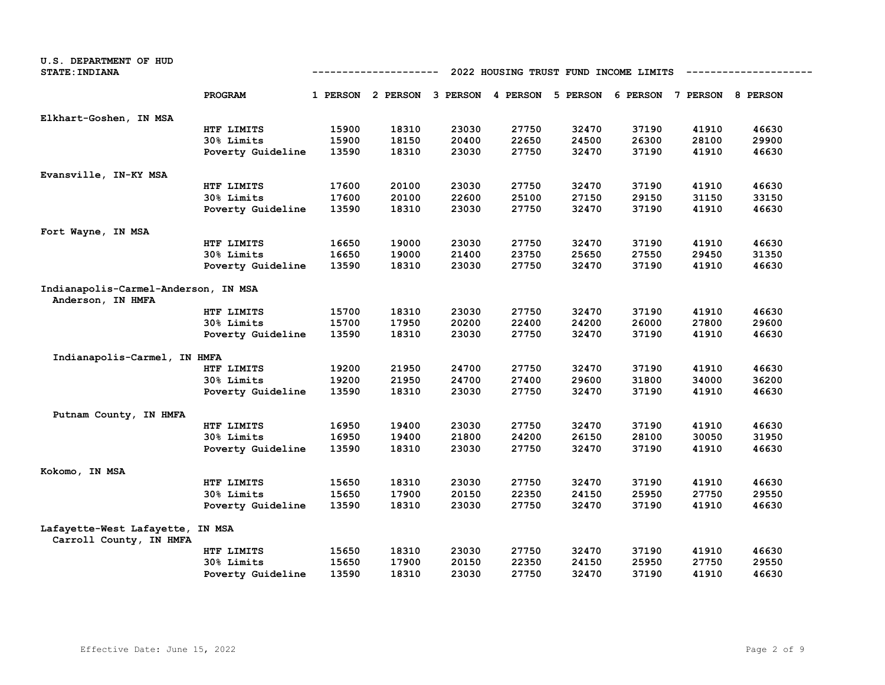U.S. DEPARTMENT OF HUD
STATE: INDIANA

## 2022 HOUSING TRUST FUND INCOME LIMITS

| | PROGRAM | 1 PERSON | 2 PERSON | 3 PERSON | 4 PERSON | 5 PERSON | 6 PERSON | 7 PERSON | 8 PERSON |
|---|---|---|---|---|---|---|---|---|---|
| **Elkhart-Goshen, IN MSA** | | | | | | | | | |
| | HTF LIMITS | 15900 | 18310 | 23030 | 27750 | 32470 | 37190 | 41910 | 46630 |
| | 30% Limits | 15900 | 18150 | 20400 | 22650 | 24500 | 26300 | 28100 | 29900 |
| | Poverty Guideline | 13590 | 18310 | 23030 | 27750 | 32470 | 37190 | 41910 | 46630 |
| **Evansville, IN-KY MSA** | | | | | | | | | |
| | HTF LIMITS | 17600 | 20100 | 23030 | 27750 | 32470 | 37190 | 41910 | 46630 |
| | 30% Limits | 17600 | 20100 | 22600 | 25100 | 27150 | 29150 | 31150 | 33150 |
| | Poverty Guideline | 13590 | 18310 | 23030 | 27750 | 32470 | 37190 | 41910 | 46630 |
| **Fort Wayne, IN MSA** | | | | | | | | | |
| | HTF LIMITS | 16650 | 19000 | 23030 | 27750 | 32470 | 37190 | 41910 | 46630 |
| | 30% Limits | 16650 | 19000 | 21400 | 23750 | 25650 | 27550 | 29450 | 31350 |
| | Poverty Guideline | 13590 | 18310 | 23030 | 27750 | 32470 | 37190 | 41910 | 46630 |
| **Indianapolis-Carmel-Anderson, IN MSA** | | | | | | | | | |
| **Anderson, IN HMFA** | | | | | | | | | |
| | HTF LIMITS | 15700 | 18310 | 23030 | 27750 | 32470 | 37190 | 41910 | 46630 |
| | 30% Limits | 15700 | 17950 | 20200 | 22400 | 24200 | 26000 | 27800 | 29600 |
| | Poverty Guideline | 13590 | 18310 | 23030 | 27750 | 32470 | 37190 | 41910 | 46630 |
| **Indianapolis-Carmel, IN HMFA** | | | | | | | | | |
| | HTF LIMITS | 19200 | 21950 | 24700 | 27750 | 32470 | 37190 | 41910 | 46630 |
| | 30% Limits | 19200 | 21950 | 24700 | 27400 | 29600 | 31800 | 34000 | 36200 |
| | Poverty Guideline | 13590 | 18310 | 23030 | 27750 | 32470 | 37190 | 41910 | 46630 |
| **Putnam County, IN HMFA** | | | | | | | | | |
| | HTF LIMITS | 16950 | 19400 | 23030 | 27750 | 32470 | 37190 | 41910 | 46630 |
| | 30% Limits | 16950 | 19400 | 21800 | 24200 | 26150 | 28100 | 30050 | 31950 |
| | Poverty Guideline | 13590 | 18310 | 23030 | 27750 | 32470 | 37190 | 41910 | 46630 |
| **Kokomo, IN MSA** | | | | | | | | | |
| | HTF LIMITS | 15650 | 18310 | 23030 | 27750 | 32470 | 37190 | 41910 | 46630 |
| | 30% Limits | 15650 | 17900 | 20150 | 22350 | 24150 | 25950 | 27750 | 29550 |
| | Poverty Guideline | 13590 | 18310 | 23030 | 27750 | 32470 | 37190 | 41910 | 46630 |
| **Lafayette-West Lafayette, IN MSA** | | | | | | | | | |
| **Carroll County, IN HMFA** | | | | | | | | | |
| | HTF LIMITS | 15650 | 18310 | 23030 | 27750 | 32470 | 37190 | 41910 | 46630 |
| | 30% Limits | 15650 | 17900 | 20150 | 22350 | 24150 | 25950 | 27750 | 29550 |
| | Poverty Guideline | 13590 | 18310 | 23030 | 27750 | 32470 | 37190 | 41910 | 46630 |

Effective Date: June 15, 2022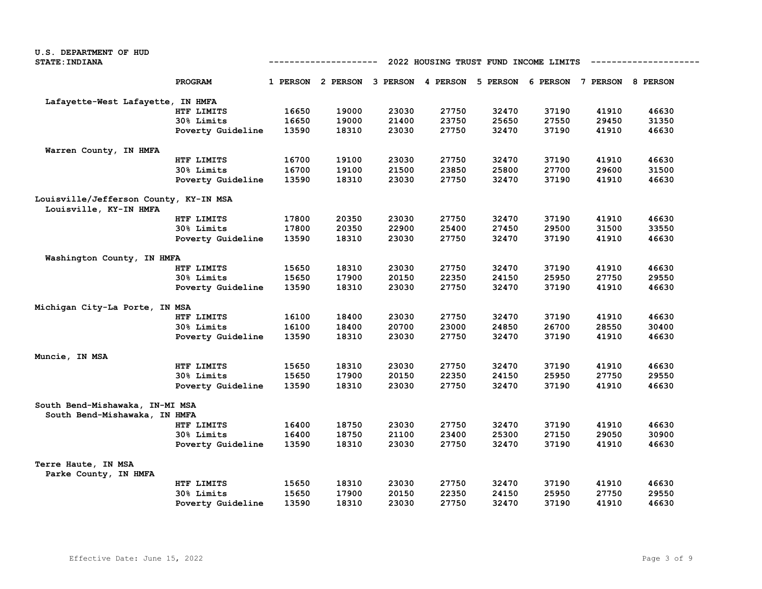U.S. DEPARTMENT OF HUD
STATE: INDIANA

2022 HOUSING TRUST FUND INCOME LIMITS

| | PROGRAM | 1 PERSON | 2 PERSON | 3 PERSON | 4 PERSON | 5 PERSON | 6 PERSON | 7 PERSON | 8 PERSON |
|---|---|---|---|---|---|---|---|---|---|
| **Lafayette-West Lafayette, IN HMFA** | | | | | | | | | |
| | HTF LIMITS | 16650 | 19000 | 23030 | 27750 | 32470 | 37190 | 41910 | 46630 |
| | 30% Limits | 16650 | 19000 | 21400 | 23750 | 25650 | 27550 | 29450 | 31350 |
| | Poverty Guideline | 13590 | 18310 | 23030 | 27750 | 32470 | 37190 | 41910 | 46630 |
| **Warren County, IN HMFA** | | | | | | | | | |
| | HTF LIMITS | 16700 | 19100 | 23030 | 27750 | 32470 | 37190 | 41910 | 46630 |
| | 30% Limits | 16700 | 19100 | 21500 | 23850 | 25800 | 27700 | 29600 | 31500 |
| | Poverty Guideline | 13590 | 18310 | 23030 | 27750 | 32470 | 37190 | 41910 | 46630 |
| **Louisville/Jefferson County, KY-IN MSA** | | | | | | | | | |
| **Louisville, KY-IN HMFA** | | | | | | | | | |
| | HTF LIMITS | 17800 | 20350 | 23030 | 27750 | 32470 | 37190 | 41910 | 46630 |
| | 30% Limits | 17800 | 20350 | 22900 | 25400 | 27450 | 29500 | 31500 | 33550 |
| | Poverty Guideline | 13590 | 18310 | 23030 | 27750 | 32470 | 37190 | 41910 | 46630 |
| **Washington County, IN HMFA** | | | | | | | | | |
| | HTF LIMITS | 15650 | 18310 | 23030 | 27750 | 32470 | 37190 | 41910 | 46630 |
| | 30% Limits | 15650 | 17900 | 20150 | 22350 | 24150 | 25950 | 27750 | 29550 |
| | Poverty Guideline | 13590 | 18310 | 23030 | 27750 | 32470 | 37190 | 41910 | 46630 |
| **Michigan City-La Porte, IN MSA** | | | | | | | | | |
| | HTF LIMITS | 16100 | 18400 | 23030 | 27750 | 32470 | 37190 | 41910 | 46630 |
| | 30% Limits | 16100 | 18400 | 20700 | 23000 | 24850 | 26700 | 28550 | 30400 |
| | Poverty Guideline | 13590 | 18310 | 23030 | 27750 | 32470 | 37190 | 41910 | 46630 |
| **Muncie, IN MSA** | | | | | | | | | |
| | HTF LIMITS | 15650 | 18310 | 23030 | 27750 | 32470 | 37190 | 41910 | 46630 |
| | 30% Limits | 15650 | 17900 | 20150 | 22350 | 24150 | 25950 | 27750 | 29550 |
| | Poverty Guideline | 13590 | 18310 | 23030 | 27750 | 32470 | 37190 | 41910 | 46630 |
| **South Bend-Mishawaka, IN-MI MSA** | | | | | | | | | |
| **South Bend-Mishawaka, IN HMFA** | | | | | | | | | |
| | HTF LIMITS | 16400 | 18750 | 23030 | 27750 | 32470 | 37190 | 41910 | 46630 |
| | 30% Limits | 16400 | 18750 | 21100 | 23400 | 25300 | 27150 | 29050 | 30900 |
| | Poverty Guideline | 13590 | 18310 | 23030 | 27750 | 32470 | 37190 | 41910 | 46630 |
| **Terre Haute, IN MSA** | | | | | | | | | |
| **Parke County, IN HMFA** | | | | | | | | | |
| | HTF LIMITS | 15650 | 18310 | 23030 | 27750 | 32470 | 37190 | 41910 | 46630 |
| | 30% Limits | 15650 | 17900 | 20150 | 22350 | 24150 | 25950 | 27750 | 29550 |
| | Poverty Guideline | 13590 | 18310 | 23030 | 27750 | 32470 | 37190 | 41910 | 46630 |

Effective Date: June 15, 2022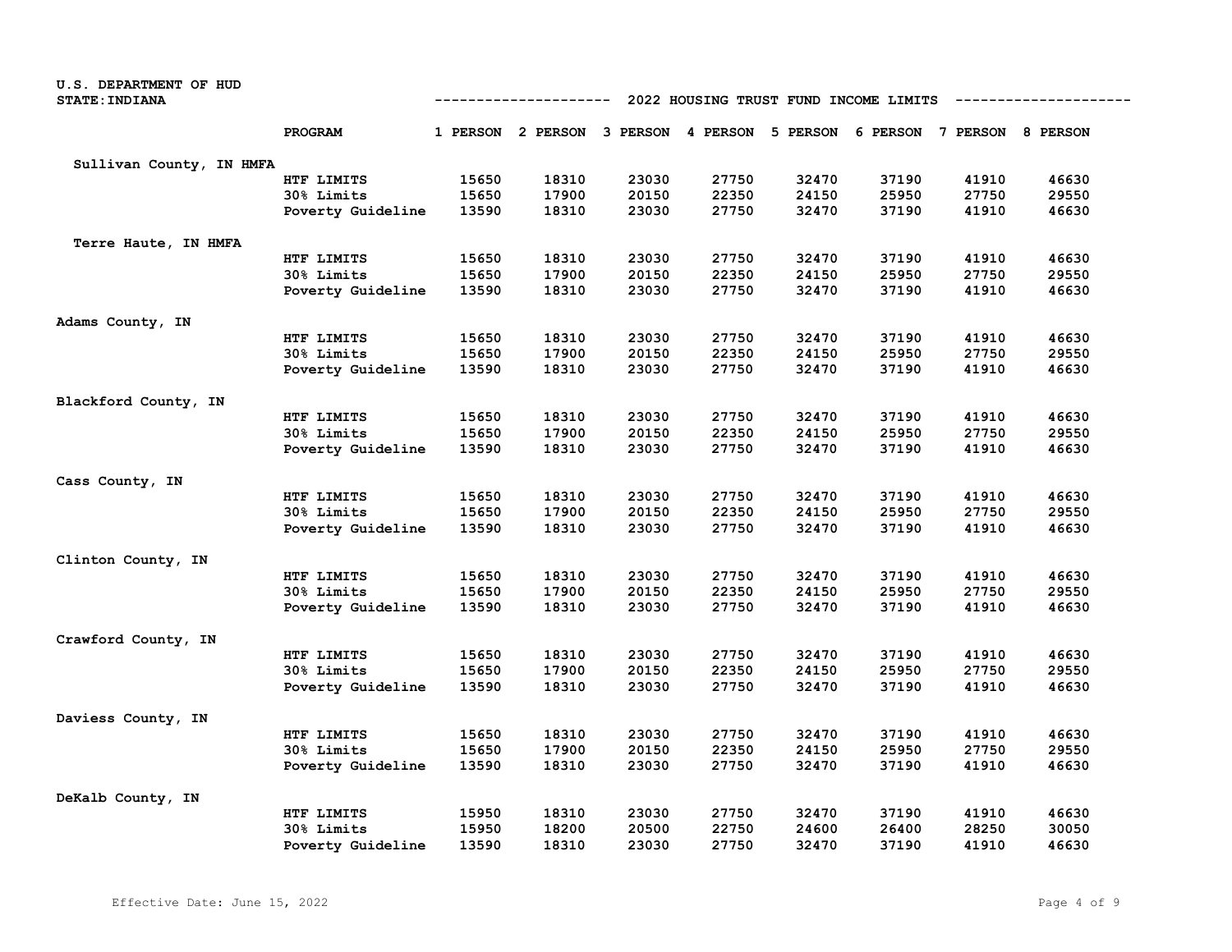U.S. DEPARTMENT OF HUD
STATE: INDIANA

## 2022 HOUSING TRUST FUND INCOME LIMITS

| | PROGRAM | 1 PERSON | 2 PERSON | 3 PERSON | 4 PERSON | 5 PERSON | 6 PERSON | 7 PERSON | 8 PERSON |
|---|---|---|---|---|---|---|---|---|---|
| Sullivan County, IN HMFA | | | | | | | | | |
| | HTF LIMITS | 15650 | 18310 | 23030 | 27750 | 32470 | 37190 | 41910 | 46630 |
| | 30% Limits | 15650 | 17900 | 20150 | 22350 | 24150 | 25950 | 27750 | 29550 |
| | Poverty Guideline | 13590 | 18310 | 23030 | 27750 | 32470 | 37190 | 41910 | 46630 |
| Terre Haute, IN HMFA | | | | | | | | | |
| | HTF LIMITS | 15650 | 18310 | 23030 | 27750 | 32470 | 37190 | 41910 | 46630 |
| | 30% Limits | 15650 | 17900 | 20150 | 22350 | 24150 | 25950 | 27750 | 29550 |
| | Poverty Guideline | 13590 | 18310 | 23030 | 27750 | 32470 | 37190 | 41910 | 46630 |
| Adams County, IN | | | | | | | | | |
| | HTF LIMITS | 15650 | 18310 | 23030 | 27750 | 32470 | 37190 | 41910 | 46630 |
| | 30% Limits | 15650 | 17900 | 20150 | 22350 | 24150 | 25950 | 27750 | 29550 |
| | Poverty Guideline | 13590 | 18310 | 23030 | 27750 | 32470 | 37190 | 41910 | 46630 |
| Blackford County, IN | | | | | | | | | |
| | HTF LIMITS | 15650 | 18310 | 23030 | 27750 | 32470 | 37190 | 41910 | 46630 |
| | 30% Limits | 15650 | 17900 | 20150 | 22350 | 24150 | 25950 | 27750 | 29550 |
| | Poverty Guideline | 13590 | 18310 | 23030 | 27750 | 32470 | 37190 | 41910 | 46630 |
| Cass County, IN | | | | | | | | | |
| | HTF LIMITS | 15650 | 18310 | 23030 | 27750 | 32470 | 37190 | 41910 | 46630 |
| | 30% Limits | 15650 | 17900 | 20150 | 22350 | 24150 | 25950 | 27750 | 29550 |
| | Poverty Guideline | 13590 | 18310 | 23030 | 27750 | 32470 | 37190 | 41910 | 46630 |
| Clinton County, IN | | | | | | | | | |
| | HTF LIMITS | 15650 | 18310 | 23030 | 27750 | 32470 | 37190 | 41910 | 46630 |
| | 30% Limits | 15650 | 17900 | 20150 | 22350 | 24150 | 25950 | 27750 | 29550 |
| | Poverty Guideline | 13590 | 18310 | 23030 | 27750 | 32470 | 37190 | 41910 | 46630 |
| Crawford County, IN | | | | | | | | | |
| | HTF LIMITS | 15650 | 18310 | 23030 | 27750 | 32470 | 37190 | 41910 | 46630 |
| | 30% Limits | 15650 | 17900 | 20150 | 22350 | 24150 | 25950 | 27750 | 29550 |
| | Poverty Guideline | 13590 | 18310 | 23030 | 27750 | 32470 | 37190 | 41910 | 46630 |
| Daviess County, IN | | | | | | | | | |
| | HTF LIMITS | 15650 | 18310 | 23030 | 27750 | 32470 | 37190 | 41910 | 46630 |
| | 30% Limits | 15650 | 17900 | 20150 | 22350 | 24150 | 25950 | 27750 | 29550 |
| | Poverty Guideline | 13590 | 18310 | 23030 | 27750 | 32470 | 37190 | 41910 | 46630 |
| DeKalb County, IN | | | | | | | | | |
| | HTF LIMITS | 15950 | 18310 | 23030 | 27750 | 32470 | 37190 | 41910 | 46630 |
| | 30% Limits | 15950 | 18200 | 20500 | 22750 | 24600 | 26400 | 28250 | 30050 |
| | Poverty Guideline | 13590 | 18310 | 23030 | 27750 | 32470 | 37190 | 41910 | 46630 |

Effective Date: June 15, 2022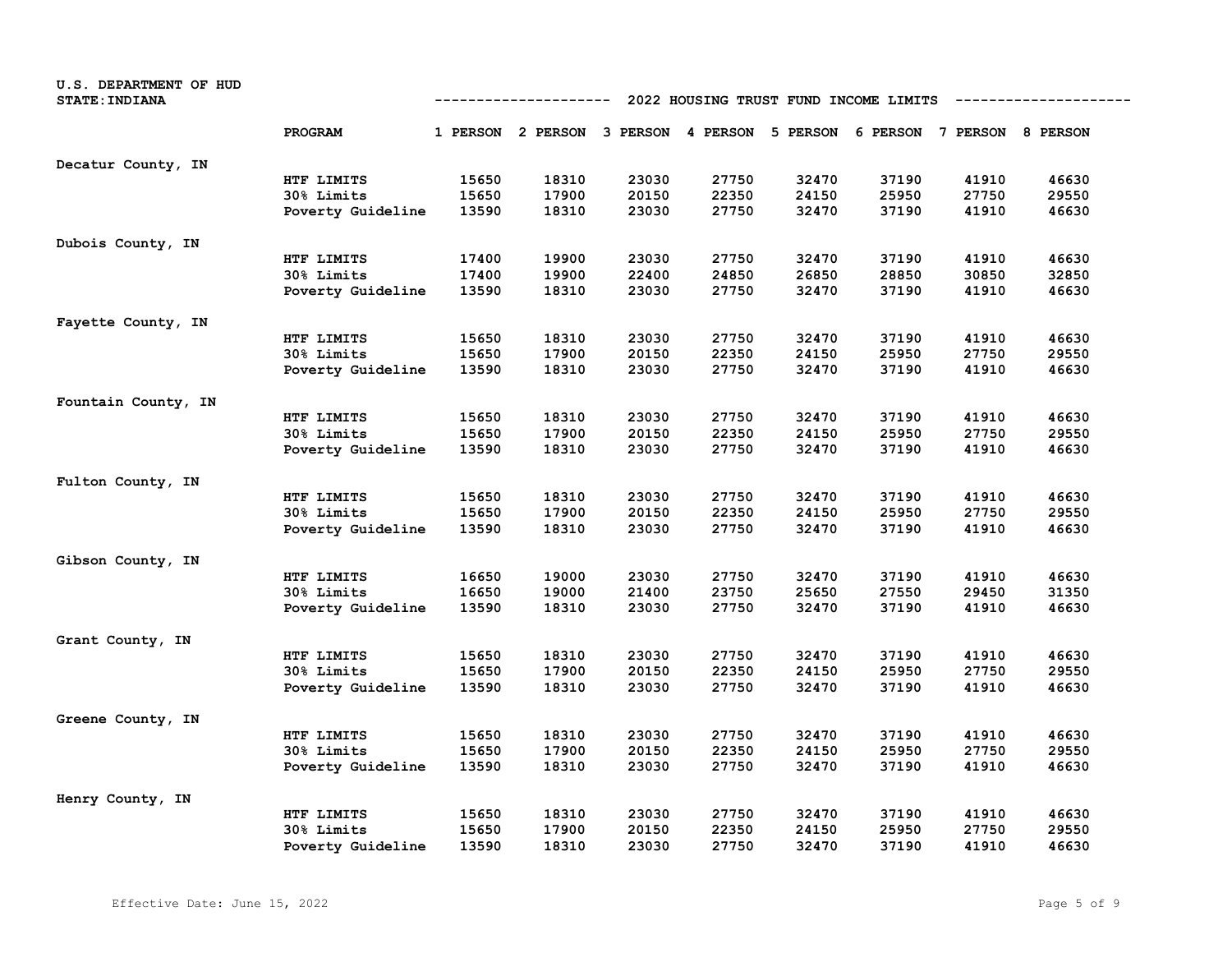U.S. DEPARTMENT OF HUD
STATE: INDIANA

## 2022 HOUSING TRUST FUND INCOME LIMITS

| | PROGRAM | 1 PERSON | 2 PERSON | 3 PERSON | 4 PERSON | 5 PERSON | 6 PERSON | 7 PERSON | 8 PERSON |
|---|---|---|---|---|---|---|---|---|---|
| Decatur County, IN | | | | | | | | | |
| | HTF LIMITS | 15650 | 18310 | 23030 | 27750 | 32470 | 37190 | 41910 | 46630 |
| | 30% Limits | 15650 | 17900 | 20150 | 22350 | 24150 | 25950 | 27750 | 29550 |
| | Poverty Guideline | 13590 | 18310 | 23030 | 27750 | 32470 | 37190 | 41910 | 46630 |
| Dubois County, IN | | | | | | | | | |
| | HTF LIMITS | 17400 | 19900 | 23030 | 27750 | 32470 | 37190 | 41910 | 46630 |
| | 30% Limits | 17400 | 19900 | 22400 | 24850 | 26850 | 28850 | 30850 | 32850 |
| | Poverty Guideline | 13590 | 18310 | 23030 | 27750 | 32470 | 37190 | 41910 | 46630 |
| Fayette County, IN | | | | | | | | | |
| | HTF LIMITS | 15650 | 18310 | 23030 | 27750 | 32470 | 37190 | 41910 | 46630 |
| | 30% Limits | 15650 | 17900 | 20150 | 22350 | 24150 | 25950 | 27750 | 29550 |
| | Poverty Guideline | 13590 | 18310 | 23030 | 27750 | 32470 | 37190 | 41910 | 46630 |
| Fountain County, IN | | | | | | | | | |
| | HTF LIMITS | 15650 | 18310 | 23030 | 27750 | 32470 | 37190 | 41910 | 46630 |
| | 30% Limits | 15650 | 17900 | 20150 | 22350 | 24150 | 25950 | 27750 | 29550 |
| | Poverty Guideline | 13590 | 18310 | 23030 | 27750 | 32470 | 37190 | 41910 | 46630 |
| Fulton County, IN | | | | | | | | | |
| | HTF LIMITS | 15650 | 18310 | 23030 | 27750 | 32470 | 37190 | 41910 | 46630 |
| | 30% Limits | 15650 | 17900 | 20150 | 22350 | 24150 | 25950 | 27750 | 29550 |
| | Poverty Guideline | 13590 | 18310 | 23030 | 27750 | 32470 | 37190 | 41910 | 46630 |
| Gibson County, IN | | | | | | | | | |
| | HTF LIMITS | 16650 | 19000 | 23030 | 27750 | 32470 | 37190 | 41910 | 46630 |
| | 30% Limits | 16650 | 19000 | 21400 | 23750 | 25650 | 27550 | 29450 | 31350 |
| | Poverty Guideline | 13590 | 18310 | 23030 | 27750 | 32470 | 37190 | 41910 | 46630 |
| Grant County, IN | | | | | | | | | |
| | HTF LIMITS | 15650 | 18310 | 23030 | 27750 | 32470 | 37190 | 41910 | 46630 |
| | 30% Limits | 15650 | 17900 | 20150 | 22350 | 24150 | 25950 | 27750 | 29550 |
| | Poverty Guideline | 13590 | 18310 | 23030 | 27750 | 32470 | 37190 | 41910 | 46630 |
| Greene County, IN | | | | | | | | | |
| | HTF LIMITS | 15650 | 18310 | 23030 | 27750 | 32470 | 37190 | 41910 | 46630 |
| | 30% Limits | 15650 | 17900 | 20150 | 22350 | 24150 | 25950 | 27750 | 29550 |
| | Poverty Guideline | 13590 | 18310 | 23030 | 27750 | 32470 | 37190 | 41910 | 46630 |
| Henry County, IN | | | | | | | | | |
| | HTF LIMITS | 15650 | 18310 | 23030 | 27750 | 32470 | 37190 | 41910 | 46630 |
| | 30% Limits | 15650 | 17900 | 20150 | 22350 | 24150 | 25950 | 27750 | 29550 |
| | Poverty Guideline | 13590 | 18310 | 23030 | 27750 | 32470 | 37190 | 41910 | 46630 |

Effective Date: June 15, 2022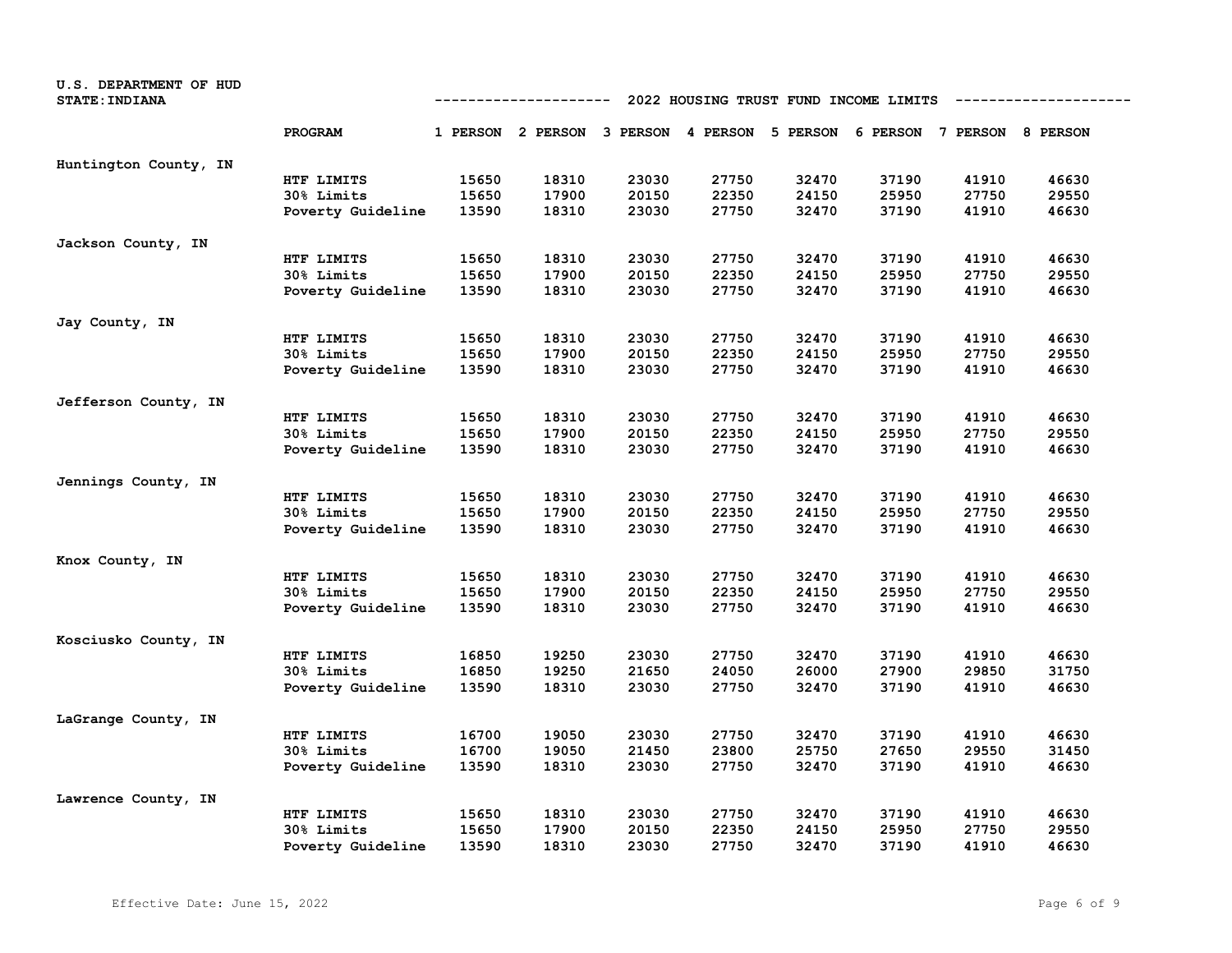U.S. DEPARTMENT OF HUD
STATE: INDIANA

## 2022 HOUSING TRUST FUND INCOME LIMITS

| | PROGRAM | 1 PERSON | 2 PERSON | 3 PERSON | 4 PERSON | 5 PERSON | 6 PERSON | 7 PERSON | 8 PERSON |
|---|---|---|---|---|---|---|---|---|---|
| Huntington County, IN | | | | | | | | | |
| | HTF LIMITS | 15650 | 18310 | 23030 | 27750 | 32470 | 37190 | 41910 | 46630 |
| | 30% Limits | 15650 | 17900 | 20150 | 22350 | 24150 | 25950 | 27750 | 29550 |
| | Poverty Guideline | 13590 | 18310 | 23030 | 27750 | 32470 | 37190 | 41910 | 46630 |
| Jackson County, IN | | | | | | | | | |
| | HTF LIMITS | 15650 | 18310 | 23030 | 27750 | 32470 | 37190 | 41910 | 46630 |
| | 30% Limits | 15650 | 17900 | 20150 | 22350 | 24150 | 25950 | 27750 | 29550 |
| | Poverty Guideline | 13590 | 18310 | 23030 | 27750 | 32470 | 37190 | 41910 | 46630 |
| Jay County, IN | | | | | | | | | |
| | HTF LIMITS | 15650 | 18310 | 23030 | 27750 | 32470 | 37190 | 41910 | 46630 |
| | 30% Limits | 15650 | 17900 | 20150 | 22350 | 24150 | 25950 | 27750 | 29550 |
| | Poverty Guideline | 13590 | 18310 | 23030 | 27750 | 32470 | 37190 | 41910 | 46630 |
| Jefferson County, IN | | | | | | | | | |
| | HTF LIMITS | 15650 | 18310 | 23030 | 27750 | 32470 | 37190 | 41910 | 46630 |
| | 30% Limits | 15650 | 17900 | 20150 | 22350 | 24150 | 25950 | 27750 | 29550 |
| | Poverty Guideline | 13590 | 18310 | 23030 | 27750 | 32470 | 37190 | 41910 | 46630 |
| Jennings County, IN | | | | | | | | | |
| | HTF LIMITS | 15650 | 18310 | 23030 | 27750 | 32470 | 37190 | 41910 | 46630 |
| | 30% Limits | 15650 | 17900 | 20150 | 22350 | 24150 | 25950 | 27750 | 29550 |
| | Poverty Guideline | 13590 | 18310 | 23030 | 27750 | 32470 | 37190 | 41910 | 46630 |
| Knox County, IN | | | | | | | | | |
| | HTF LIMITS | 15650 | 18310 | 23030 | 27750 | 32470 | 37190 | 41910 | 46630 |
| | 30% Limits | 15650 | 17900 | 20150 | 22350 | 24150 | 25950 | 27750 | 29550 |
| | Poverty Guideline | 13590 | 18310 | 23030 | 27750 | 32470 | 37190 | 41910 | 46630 |
| Kosciusko County, IN | | | | | | | | | |
| | HTF LIMITS | 16850 | 19250 | 23030 | 27750 | 32470 | 37190 | 41910 | 46630 |
| | 30% Limits | 16850 | 19250 | 21650 | 24050 | 26000 | 27900 | 29850 | 31750 |
| | Poverty Guideline | 13590 | 18310 | 23030 | 27750 | 32470 | 37190 | 41910 | 46630 |
| LaGrange County, IN | | | | | | | | | |
| | HTF LIMITS | 16700 | 19050 | 23030 | 27750 | 32470 | 37190 | 41910 | 46630 |
| | 30% Limits | 16700 | 19050 | 21450 | 23800 | 25750 | 27650 | 29550 | 31450 |
| | Poverty Guideline | 13590 | 18310 | 23030 | 27750 | 32470 | 37190 | 41910 | 46630 |
| Lawrence County, IN | | | | | | | | | |
| | HTF LIMITS | 15650 | 18310 | 23030 | 27750 | 32470 | 37190 | 41910 | 46630 |
| | 30% Limits | 15650 | 17900 | 20150 | 22350 | 24150 | 25950 | 27750 | 29550 |
| | Poverty Guideline | 13590 | 18310 | 23030 | 27750 | 32470 | 37190 | 41910 | 46630 |

Effective Date: June 15, 2022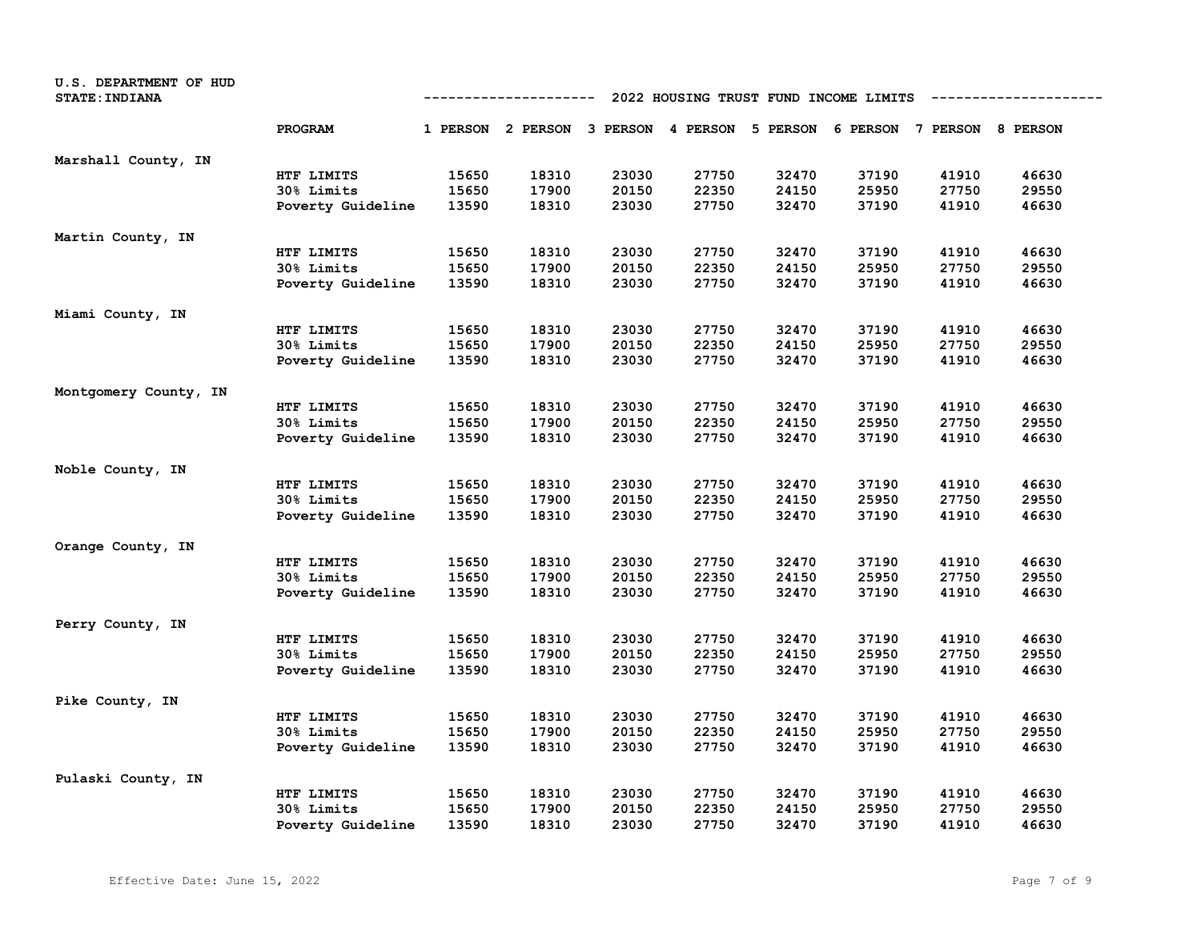U.S. DEPARTMENT OF HUD
STATE: INDIANA

## 2022 HOUSING TRUST FUND INCOME LIMITS

| | PROGRAM | 1 PERSON | 2 PERSON | 3 PERSON | 4 PERSON | 5 PERSON | 6 PERSON | 7 PERSON | 8 PERSON |
|---|---|---|---|---|---|---|---|---|---|
| Marshall County, IN | | | | | | | | | |
| | HTF LIMITS | 15650 | 18310 | 23030 | 27750 | 32470 | 37190 | 41910 | 46630 |
| | 30% Limits | 15650 | 17900 | 20150 | 22350 | 24150 | 25950 | 27750 | 29550 |
| | Poverty Guideline | 13590 | 18310 | 23030 | 27750 | 32470 | 37190 | 41910 | 46630 |
| Martin County, IN | | | | | | | | | |
| | HTF LIMITS | 15650 | 18310 | 23030 | 27750 | 32470 | 37190 | 41910 | 46630 |
| | 30% Limits | 15650 | 17900 | 20150 | 22350 | 24150 | 25950 | 27750 | 29550 |
| | Poverty Guideline | 13590 | 18310 | 23030 | 27750 | 32470 | 37190 | 41910 | 46630 |
| Miami County, IN | | | | | | | | | |
| | HTF LIMITS | 15650 | 18310 | 23030 | 27750 | 32470 | 37190 | 41910 | 46630 |
| | 30% Limits | 15650 | 17900 | 20150 | 22350 | 24150 | 25950 | 27750 | 29550 |
| | Poverty Guideline | 13590 | 18310 | 23030 | 27750 | 32470 | 37190 | 41910 | 46630 |
| Montgomery County, IN | | | | | | | | | |
| | HTF LIMITS | 15650 | 18310 | 23030 | 27750 | 32470 | 37190 | 41910 | 46630 |
| | 30% Limits | 15650 | 17900 | 20150 | 22350 | 24150 | 25950 | 27750 | 29550 |
| | Poverty Guideline | 13590 | 18310 | 23030 | 27750 | 32470 | 37190 | 41910 | 46630 |
| Noble County, IN | | | | | | | | | |
| | HTF LIMITS | 15650 | 18310 | 23030 | 27750 | 32470 | 37190 | 41910 | 46630 |
| | 30% Limits | 15650 | 17900 | 20150 | 22350 | 24150 | 25950 | 27750 | 29550 |
| | Poverty Guideline | 13590 | 18310 | 23030 | 27750 | 32470 | 37190 | 41910 | 46630 |
| Orange County, IN | | | | | | | | | |
| | HTF LIMITS | 15650 | 18310 | 23030 | 27750 | 32470 | 37190 | 41910 | 46630 |
| | 30% Limits | 15650 | 17900 | 20150 | 22350 | 24150 | 25950 | 27750 | 29550 |
| | Poverty Guideline | 13590 | 18310 | 23030 | 27750 | 32470 | 37190 | 41910 | 46630 |
| Perry County, IN | | | | | | | | | |
| | HTF LIMITS | 15650 | 18310 | 23030 | 27750 | 32470 | 37190 | 41910 | 46630 |
| | 30% Limits | 15650 | 17900 | 20150 | 22350 | 24150 | 25950 | 27750 | 29550 |
| | Poverty Guideline | 13590 | 18310 | 23030 | 27750 | 32470 | 37190 | 41910 | 46630 |
| Pike County, IN | | | | | | | | | |
| | HTF LIMITS | 15650 | 18310 | 23030 | 27750 | 32470 | 37190 | 41910 | 46630 |
| | 30% Limits | 15650 | 17900 | 20150 | 22350 | 24150 | 25950 | 27750 | 29550 |
| | Poverty Guideline | 13590 | 18310 | 23030 | 27750 | 32470 | 37190 | 41910 | 46630 |
| Pulaski County, IN | | | | | | | | | |
| | HTF LIMITS | 15650 | 18310 | 23030 | 27750 | 32470 | 37190 | 41910 | 46630 |
| | 30% Limits | 15650 | 17900 | 20150 | 22350 | 24150 | 25950 | 27750 | 29550 |
| | Poverty Guideline | 13590 | 18310 | 23030 | 27750 | 32470 | 37190 | 41910 | 46630 |

Effective Date: June 15, 2022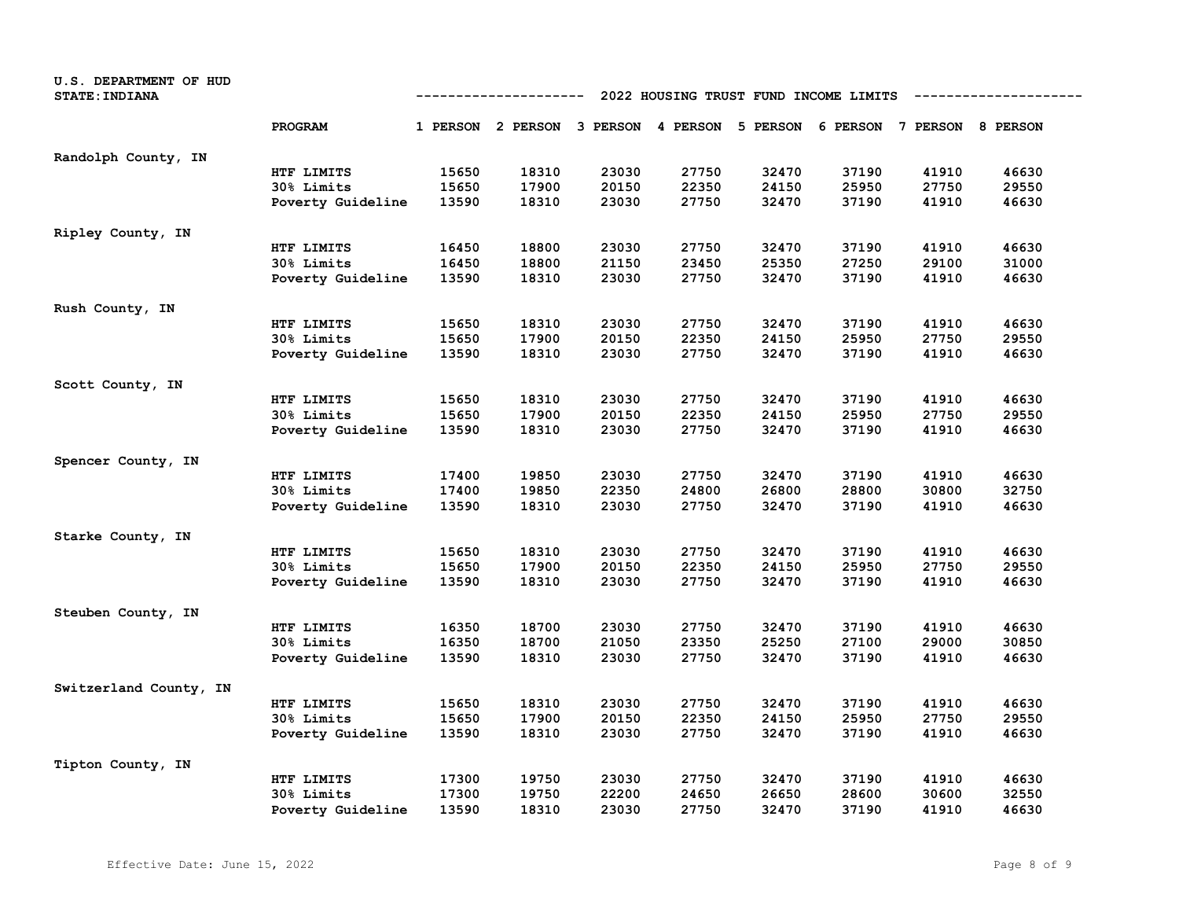U.S. DEPARTMENT OF HUD
STATE: INDIANA

## 2022 HOUSING TRUST FUND INCOME LIMITS

| | PROGRAM | 1 PERSON | 2 PERSON | 3 PERSON | 4 PERSON | 5 PERSON | 6 PERSON | 7 PERSON | 8 PERSON |
|---|---|---|---|---|---|---|---|---|---|
| Randolph County, IN | | | | | | | | | |
| | HTF LIMITS | 15650 | 18310 | 23030 | 27750 | 32470 | 37190 | 41910 | 46630 |
| | 30% Limits | 15650 | 17900 | 20150 | 22350 | 24150 | 25950 | 27750 | 29550 |
| | Poverty Guideline | 13590 | 18310 | 23030 | 27750 | 32470 | 37190 | 41910 | 46630 |
| Ripley County, IN | | | | | | | | | |
| | HTF LIMITS | 16450 | 18800 | 23030 | 27750 | 32470 | 37190 | 41910 | 46630 |
| | 30% Limits | 16450 | 18800 | 21150 | 23450 | 25350 | 27250 | 29100 | 31000 |
| | Poverty Guideline | 13590 | 18310 | 23030 | 27750 | 32470 | 37190 | 41910 | 46630 |
| Rush County, IN | | | | | | | | | |
| | HTF LIMITS | 15650 | 18310 | 23030 | 27750 | 32470 | 37190 | 41910 | 46630 |
| | 30% Limits | 15650 | 17900 | 20150 | 22350 | 24150 | 25950 | 27750 | 29550 |
| | Poverty Guideline | 13590 | 18310 | 23030 | 27750 | 32470 | 37190 | 41910 | 46630 |
| Scott County, IN | | | | | | | | | |
| | HTF LIMITS | 15650 | 18310 | 23030 | 27750 | 32470 | 37190 | 41910 | 46630 |
| | 30% Limits | 15650 | 17900 | 20150 | 22350 | 24150 | 25950 | 27750 | 29550 |
| | Poverty Guideline | 13590 | 18310 | 23030 | 27750 | 32470 | 37190 | 41910 | 46630 |
| Spencer County, IN | | | | | | | | | |
| | HTF LIMITS | 17400 | 19850 | 23030 | 27750 | 32470 | 37190 | 41910 | 46630 |
| | 30% Limits | 17400 | 19850 | 22350 | 24800 | 26800 | 28800 | 30800 | 32750 |
| | Poverty Guideline | 13590 | 18310 | 23030 | 27750 | 32470 | 37190 | 41910 | 46630 |
| Starke County, IN | | | | | | | | | |
| | HTF LIMITS | 15650 | 18310 | 23030 | 27750 | 32470 | 37190 | 41910 | 46630 |
| | 30% Limits | 15650 | 17900 | 20150 | 22350 | 24150 | 25950 | 27750 | 29550 |
| | Poverty Guideline | 13590 | 18310 | 23030 | 27750 | 32470 | 37190 | 41910 | 46630 |
| Steuben County, IN | | | | | | | | | |
| | HTF LIMITS | 16350 | 18700 | 23030 | 27750 | 32470 | 37190 | 41910 | 46630 |
| | 30% Limits | 16350 | 18700 | 21050 | 23350 | 25250 | 27100 | 29000 | 30850 |
| | Poverty Guideline | 13590 | 18310 | 23030 | 27750 | 32470 | 37190 | 41910 | 46630 |
| Switzerland County, IN | | | | | | | | | |
| | HTF LIMITS | 15650 | 18310 | 23030 | 27750 | 32470 | 37190 | 41910 | 46630 |
| | 30% Limits | 15650 | 17900 | 20150 | 22350 | 24150 | 25950 | 27750 | 29550 |
| | Poverty Guideline | 13590 | 18310 | 23030 | 27750 | 32470 | 37190 | 41910 | 46630 |
| Tipton County, IN | | | | | | | | | |
| | HTF LIMITS | 17300 | 19750 | 23030 | 27750 | 32470 | 37190 | 41910 | 46630 |
| | 30% Limits | 17300 | 19750 | 22200 | 24650 | 26650 | 28600 | 30600 | 32550 |
| | Poverty Guideline | 13590 | 18310 | 23030 | 27750 | 32470 | 37190 | 41910 | 46630 |

Effective Date: June 15, 2022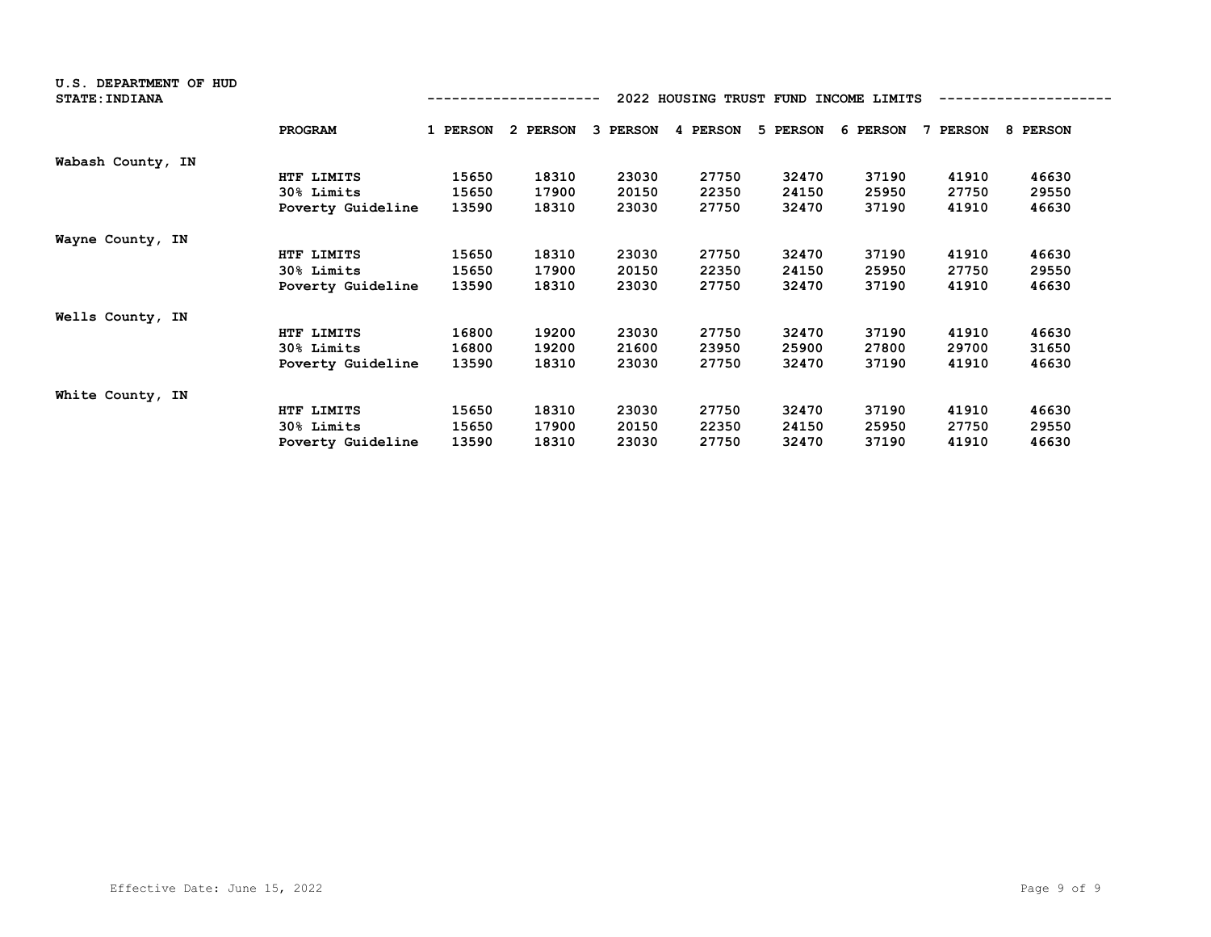U.S. DEPARTMENT OF HUD
STATE: INDIANA

## 2022 HOUSING TRUST FUND INCOME LIMITS

| | PROGRAM | 1 PERSON | 2 PERSON | 3 PERSON | 4 PERSON | 5 PERSON | 6 PERSON | 7 PERSON | 8 PERSON |
|---|---|---|---|---|---|---|---|---|---|
| Wabash County, IN | | | | | | | | | |
| | HTF LIMITS | 15650 | 18310 | 23030 | 27750 | 32470 | 37190 | 41910 | 46630 |
| | 30% Limits | 15650 | 17900 | 20150 | 22350 | 24150 | 25950 | 27750 | 29550 |
| | Poverty Guideline | 13590 | 18310 | 23030 | 27750 | 32470 | 37190 | 41910 | 46630 |
| Wayne County, IN | | | | | | | | | |
| | HTF LIMITS | 15650 | 18310 | 23030 | 27750 | 32470 | 37190 | 41910 | 46630 |
| | 30% Limits | 15650 | 17900 | 20150 | 22350 | 24150 | 25950 | 27750 | 29550 |
| | Poverty Guideline | 13590 | 18310 | 23030 | 27750 | 32470 | 37190 | 41910 | 46630 |
| Wells County, IN | | | | | | | | | |
| | HTF LIMITS | 16800 | 19200 | 23030 | 27750 | 32470 | 37190 | 41910 | 46630 |
| | 30% Limits | 16800 | 19200 | 21600 | 23950 | 25900 | 27800 | 29700 | 31650 |
| | Poverty Guideline | 13590 | 18310 | 23030 | 27750 | 32470 | 37190 | 41910 | 46630 |
| White County, IN | | | | | | | | | |
| | HTF LIMITS | 15650 | 18310 | 23030 | 27750 | 32470 | 37190 | 41910 | 46630 |
| | 30% Limits | 15650 | 17900 | 20150 | 22350 | 24150 | 25950 | 27750 | 29550 |
| | Poverty Guideline | 13590 | 18310 | 23030 | 27750 | 32470 | 37190 | 41910 | 46630 |

Effective Date: June 15, 2022